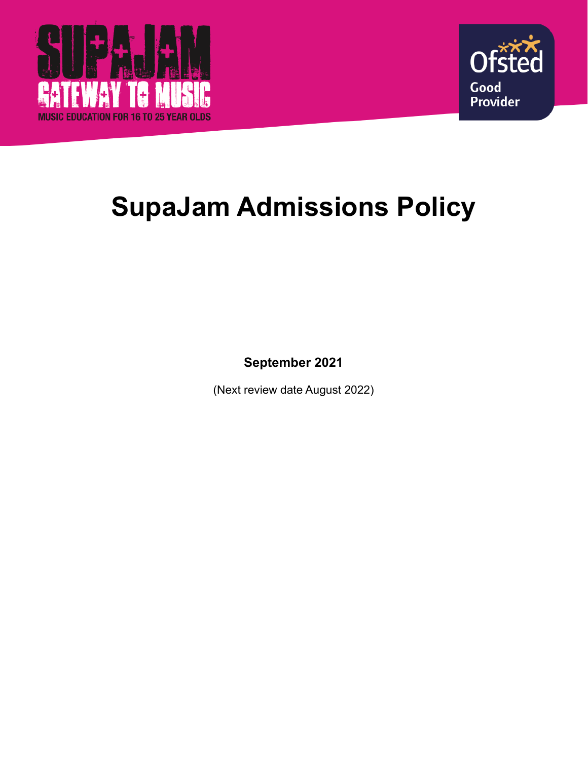SUPAJAM

GATEWAY TO MUSIC

MUSIC EDUCATION FOR 16 TO 25 YEAR OLDS

Ofsted Good Provider

# SupaJam Admissions Policy

**September 2021**

(Next review date August 2022)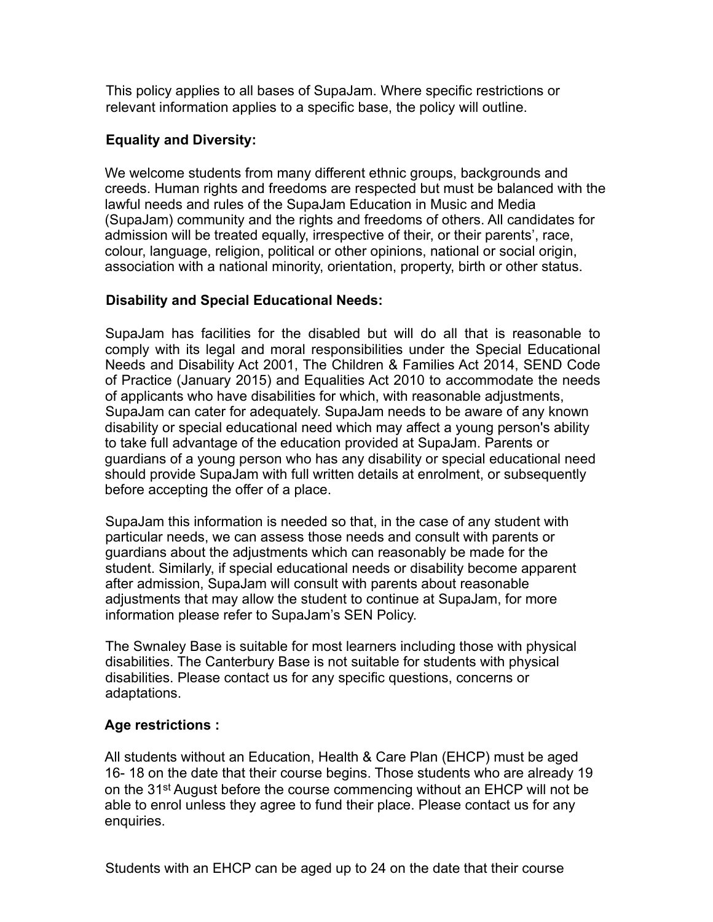This policy applies to all bases of SupaJam. Where specific restrictions or relevant information applies to a specific base, the policy will outline.

**Equality and Diversity:**

We welcome students from many different ethnic groups, backgrounds and creeds. Human rights and freedoms are respected but must be balanced with the lawful needs and rules of the SupaJam Education in Music and Media (SupaJam) community and the rights and freedoms of others. All candidates for admission will be treated equally, irrespective of their, or their parents', race, colour, language, religion, political or other opinions, national or social origin, association with a national minority, orientation, property, birth or other status.

**Disability and Special Educational Needs:**

SupaJam has facilities for the disabled but will do all that is reasonable to comply with its legal and moral responsibilities under the Special Educational Needs and Disability Act 2001, The Children & Families Act 2014, SEND Code of Practice (January 2015) and Equalities Act 2010 to accommodate the needs of applicants who have disabilities for which, with reasonable adjustments, SupaJam can cater for adequately. SupaJam needs to be aware of any known disability or special educational need which may affect a young person's ability to take full advantage of the education provided at SupaJam. Parents or guardians of a young person who has any disability or special educational need should provide SupaJam with full written details at enrolment, or subsequently before accepting the offer of a place.

SupaJam this information is needed so that, in the case of any student with particular needs, we can assess those needs and consult with parents or guardians about the adjustments which can reasonably be made for the student. Similarly, if special educational needs or disability become apparent after admission, SupaJam will consult with parents about reasonable adjustments that may allow the student to continue at SupaJam, for more information please refer to SupaJam's SEN Policy.

The Swnaley Base is suitable for most learners including those with physical disabilities. The Canterbury Base is not suitable for students with physical disabilities. Please contact us for any specific questions, concerns or adaptations.

**Age restrictions :**

All students without an Education, Health & Care Plan (EHCP) must be aged 16- 18 on the date that their course begins. Those students who are already 19 on the 31st August before the course commencing without an EHCP will not be able to enrol unless they agree to fund their place. Please contact us for any enquiries.

Students with an EHCP can be aged up to 24 on the date that their course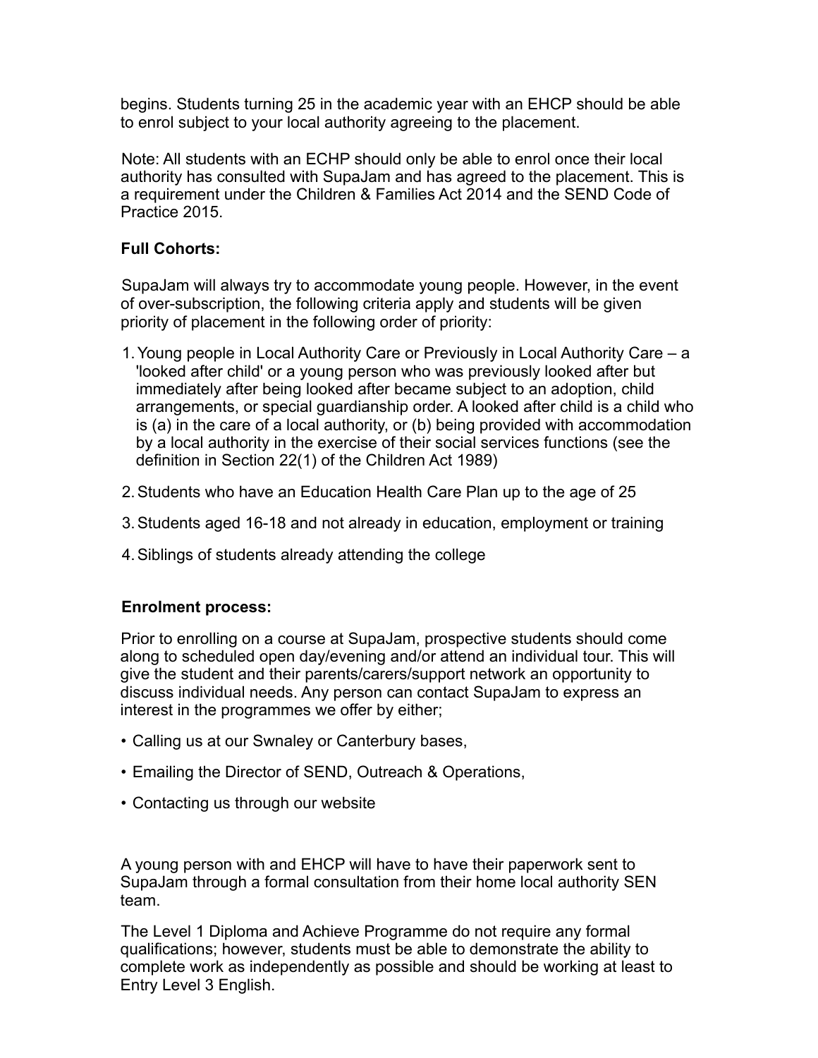begins. Students turning 25 in the academic year with an EHCP should be able to enrol subject to your local authority agreeing to the placement.

Note: All students with an ECHP should only be able to enrol once their local authority has consulted with SupaJam and has agreed to the placement. This is a requirement under the Children & Families Act 2014 and the SEND Code of Practice 2015.

**Full Cohorts:**

SupaJam will always try to accommodate young people. However, in the event of over-subscription, the following criteria apply and students will be given priority of placement in the following order of priority:

1. Young people in Local Authority Care or Previously in Local Authority Care – a 'looked after child' or a young person who was previously looked after but immediately after being looked after became subject to an adoption, child arrangements, or special guardianship order. A looked after child is a child who is (a) in the care of a local authority, or (b) being provided with accommodation by a local authority in the exercise of their social services functions (see the definition in Section 22(1) of the Children Act 1989)
2. Students who have an Education Health Care Plan up to the age of 25
3. Students aged 16-18 and not already in education, employment or training
4. Siblings of students already attending the college

**Enrolment process:**

Prior to enrolling on a course at SupaJam, prospective students should come along to scheduled open day/evening and/or attend an individual tour. This will give the student and their parents/carers/support network an opportunity to discuss individual needs. Any person can contact SupaJam to express an interest in the programmes we offer by either;

- Calling us at our Swnaley or Canterbury bases,
- Emailing the Director of SEND, Outreach & Operations,
- Contacting us through our website

A young person with and EHCP will have to have their paperwork sent to SupaJam through a formal consultation from their home local authority SEN team.

The Level 1 Diploma and Achieve Programme do not require any formal qualifications; however, students must be able to demonstrate the ability to complete work as independently as possible and should be working at least to Entry Level 3 English.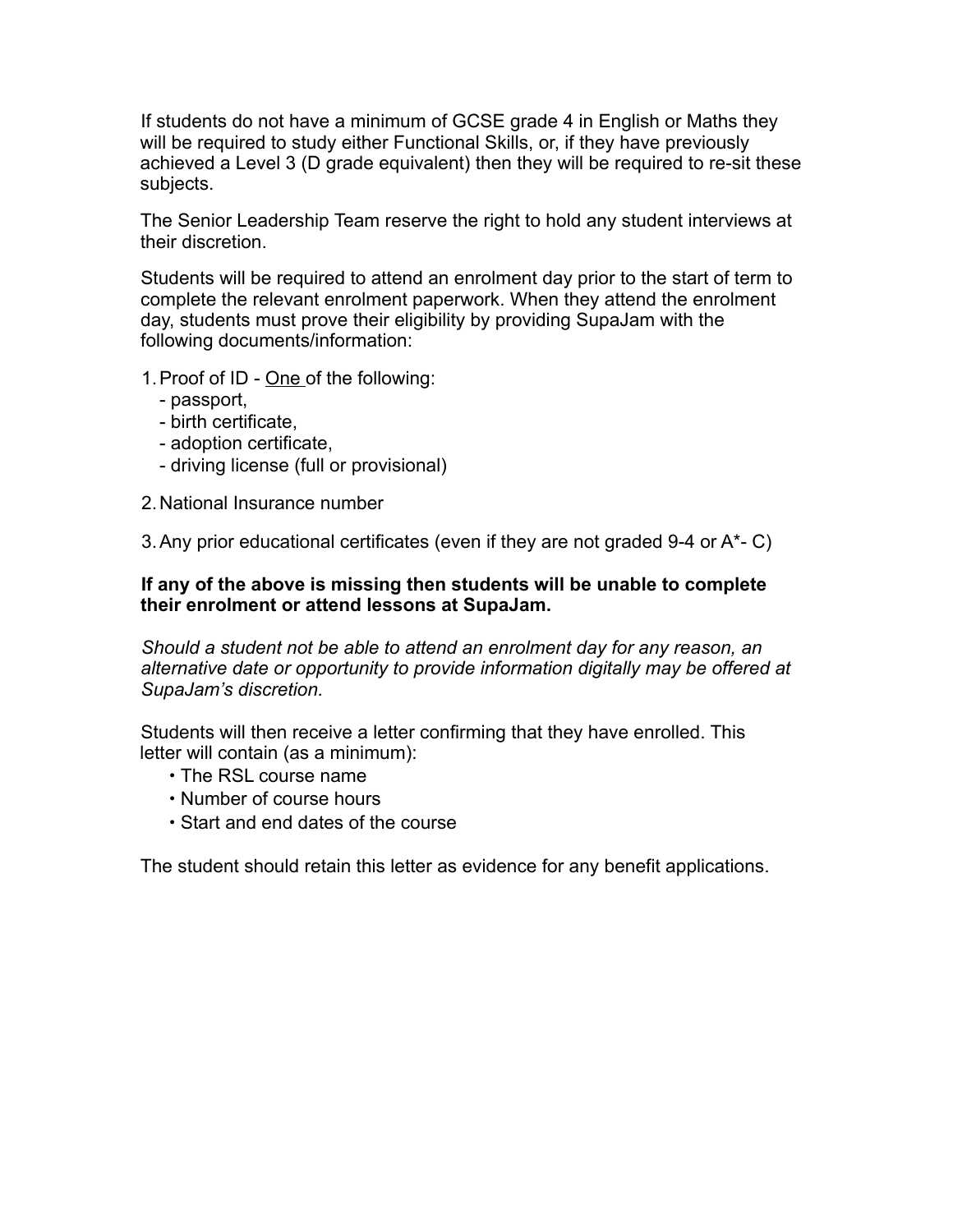If students do not have a minimum of GCSE grade 4 in English or Maths they will be required to study either Functional Skills, or, if they have previously achieved a Level 3 (D grade equivalent) then they will be required to re-sit these subjects.

The Senior Leadership Team reserve the right to hold any student interviews at their discretion.

Students will be required to attend an enrolment day prior to the start of term to complete the relevant enrolment paperwork. When they attend the enrolment day, students must prove their eligibility by providing SupaJam with the following documents/information:

1. Proof of ID - <u>One</u> of the following:
   - passport,
   - birth certificate,
   - adoption certificate,
   - driving license (full or provisional)

2. National Insurance number

3. Any prior educational certificates (even if they are not graded 9-4 or A*- C)

**If any of the above is missing then students will be unable to complete their enrolment or attend lessons at SupaJam.**

*Should a student not be able to attend an enrolment day for any reason, an alternative date or opportunity to provide information digitally may be offered at SupaJam's discretion.*

Students will then receive a letter confirming that they have enrolled. This letter will contain (as a minimum):

- The RSL course name
- Number of course hours
- Start and end dates of the course

The student should retain this letter as evidence for any benefit applications.